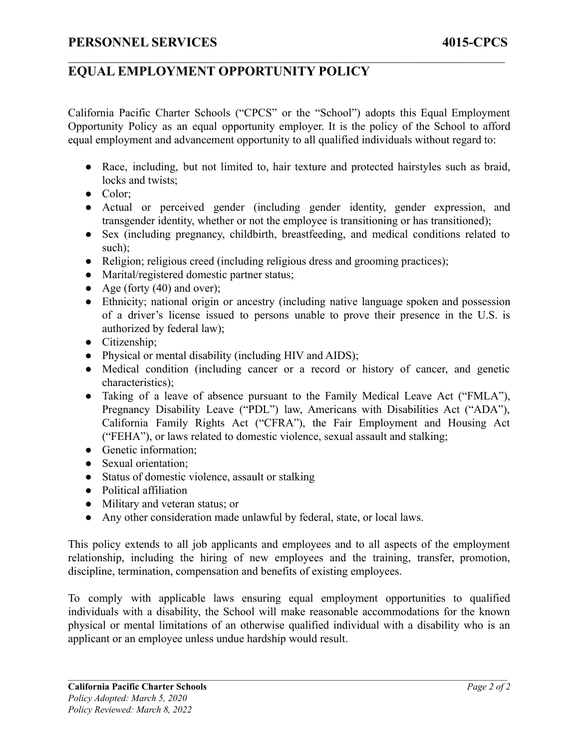# EQUAL EMPLOYMENT OPPORTUNITY POLICY

California Pacific Charter Schools ("CPCS" or the "School") adopts this Equal Employment Opportunity Policy as an equal opportunity employer. It is the policy of the School to afford equal employment and advancement opportunity to all qualified individuals without regard to:

- Race, including, but not limited to, hair texture and protected hairstyles such as braid, locks and twists;
- Color;
- Actual or perceived gender (including gender identity, gender expression, and transgender identity, whether or not the employee is transitioning or has transitioned);
- Sex (including pregnancy, childbirth, breastfeeding, and medical conditions related to such);
- Religion; religious creed (including religious dress and grooming practices);
- Marital/registered domestic partner status;
- Age (forty (40) and over);
- Ethnicity; national origin or ancestry (including native language spoken and possession of a driver's license issued to persons unable to prove their presence in the U.S. is authorized by federal law);
- Citizenship;
- Physical or mental disability (including HIV and AIDS);
- Medical condition (including cancer or a record or history of cancer, and genetic characteristics);
- Taking of a leave of absence pursuant to the Family Medical Leave Act ("FMLA"), Pregnancy Disability Leave ("PDL") law, Americans with Disabilities Act ("ADA"), California Family Rights Act ("CFRA"), the Fair Employment and Housing Act ("FEHA"), or laws related to domestic violence, sexual assault and stalking;
- Genetic information;
- Sexual orientation;
- Status of domestic violence, assault or stalking
- Political affiliation
- Military and veteran status; or
- Any other consideration made unlawful by federal, state, or local laws.

This policy extends to all job applicants and employees and to all aspects of the employment relationship, including the hiring of new employees and the training, transfer, promotion, discipline, termination, compensation and benefits of existing employees.

To comply with applicable laws ensuring equal employment opportunities to qualified individuals with a disability, the School will make reasonable accommodations for the known physical or mental limitations of an otherwise qualified individual with a disability who is an applicant or an employee unless undue hardship would result.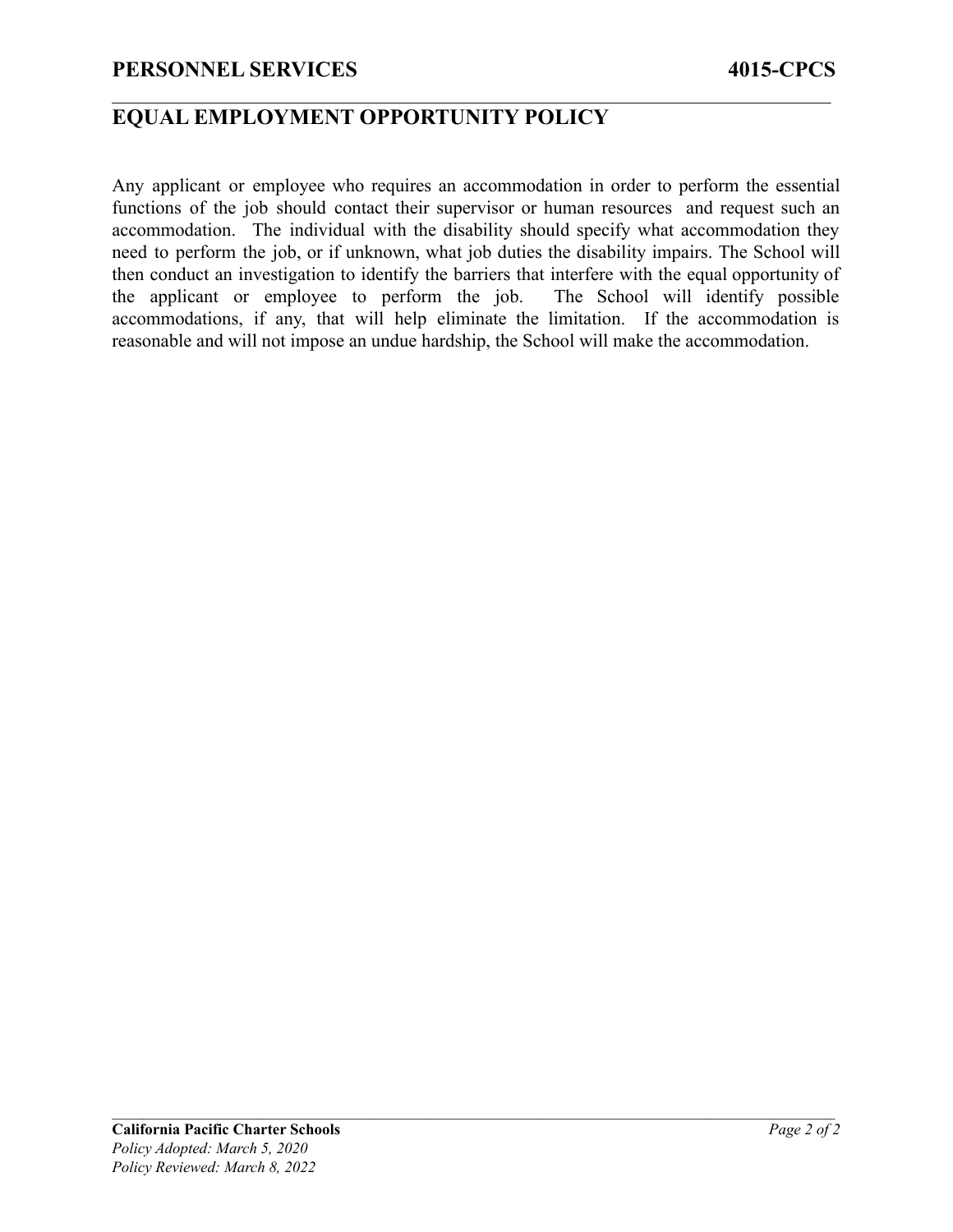Any applicant or employee who requires an accommodation in order to perform the essential functions of the job should contact their supervisor or human resources and request such an accommodation. The individual with the disability should specify what accommodation they need to perform the job, or if unknown, what job duties the disability impairs. The School will then conduct an investigation to identify the barriers that interfere with the equal opportunity of the applicant or employee to perform the job. The School will identify possible accommodations, if any, that will help eliminate the limitation. If the accommodation is reasonable and will not impose an undue hardship, the School will make the accommodation.

**California Pacific Charter Schools**
*Policy Adopted: March 5, 2020*
*Policy Reviewed: March 8, 2022*